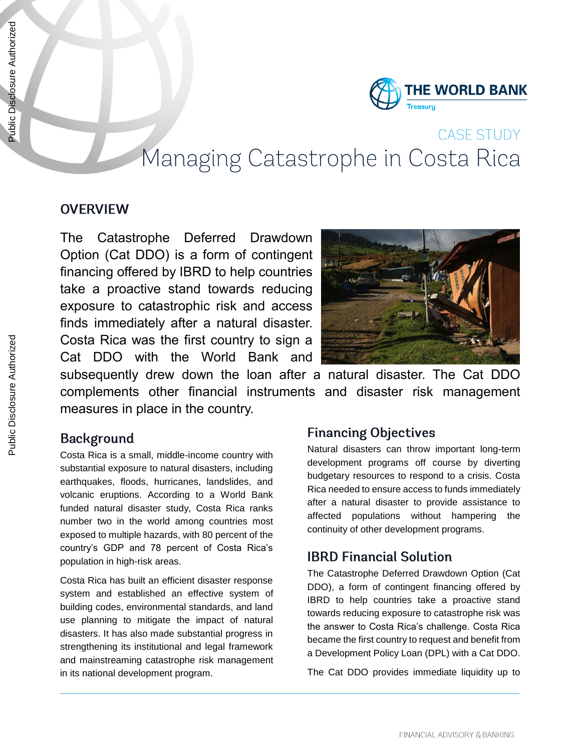CASE STUDY

# Managing Catastrophe in Costa Rica

## OVERVIEW

The Catastrophe Deferred Drawdown Option (Cat DDO) is a form of contingent financing offered by IBRD to help countries take a proactive stand towards reducing exposure to catastrophic risk and access finds immediately after a natural disaster. Costa Rica was the first country to sign a Cat DDO with the World Bank and subsequently drew down the loan after a natural disaster. The Cat DDO complements other financial instruments and disaster risk management measures in place in the country.

## Background

Costa Rica is a small, middle-income country with substantial exposure to natural disasters, including earthquakes, floods, hurricanes, landslides, and volcanic eruptions. According to a World Bank funded natural disaster study, Costa Rica ranks number two in the world among countries most exposed to multiple hazards, with 80 percent of the country's GDP and 78 percent of Costa Rica's population in high-risk areas.

Costa Rica has built an efficient disaster response system and established an effective system of building codes, environmental standards, and land use planning to mitigate the impact of natural disasters. It has also made substantial progress in strengthening its institutional and legal framework and mainstreaming catastrophe risk management in its national development program.

## Financing Objectives

Natural disasters can throw important long-term development programs off course by diverting budgetary resources to respond to a crisis. Costa Rica needed to ensure access to funds immediately after a natural disaster to provide assistance to affected populations without hampering the continuity of other development programs.

## IBRD Financial Solution

The Catastrophe Deferred Drawdown Option (Cat DDO), a form of contingent financing offered by IBRD to help countries take a proactive stand towards reducing exposure to catastrophe risk was the answer to Costa Rica's challenge. Costa Rica became the first country to request and benefit from a Development Policy Loan (DPL) with a Cat DDO.

The Cat DDO provides immediate liquidity up to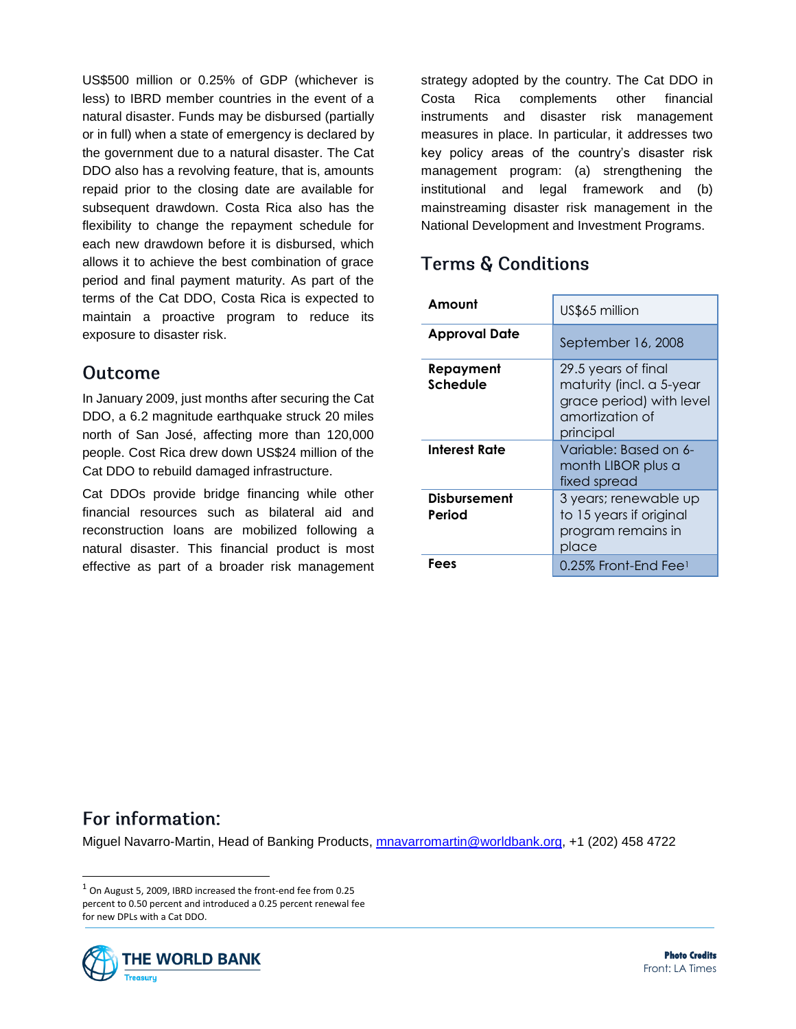US$500 million or 0.25% of GDP (whichever is less) to IBRD member countries in the event of a natural disaster. Funds may be disbursed (partially or in full) when a state of emergency is declared by the government due to a natural disaster. The Cat DDO also has a revolving feature, that is, amounts repaid prior to the closing date are available for subsequent drawdown. Costa Rica also has the flexibility to change the repayment schedule for each new drawdown before it is disbursed, which allows it to achieve the best combination of grace period and final payment maturity. As part of the terms of the Cat DDO, Costa Rica is expected to maintain a proactive program to reduce its exposure to disaster risk.

## Outcome

In January 2009, just months after securing the Cat DDO, a 6.2 magnitude earthquake struck 20 miles north of San José, affecting more than 120,000 people. Cost Rica drew down US$24 million of the Cat DDO to rebuild damaged infrastructure.

Cat DDOs provide bridge financing while other financial resources such as bilateral aid and reconstruction loans are mobilized following a natural disaster. This financial product is most effective as part of a broader risk management strategy adopted by the country. The Cat DDO in Costa Rica complements other financial instruments and disaster risk management measures in place. In particular, it addresses two key policy areas of the country's disaster risk management program: (a) strengthening the institutional and legal framework and (b) mainstreaming disaster risk management in the National Development and Investment Programs.

## Terms & Conditions

| | |
|---|---|
| **Amount** | US$65 million |
| **Approval Date** | September 16, 2008 |
| **Repayment Schedule** | 29.5 years of final maturity (incl. a 5-year grace period) with level amortization of principal |
| **Interest Rate** | Variable: Based on 6-month LIBOR plus a fixed spread |
| **Disbursement Period** | 3 years; renewable up to 15 years if original program remains in place |
| **Fees** | 0.25% Front-End Fee[1] |

## For information:

Miguel Navarro-Martin, Head of Banking Products, mnavarromartin@worldbank.org, +1 (202) 458 4722

[1] On August 5, 2009, IBRD increased the front-end fee from 0.25 percent to 0.50 percent and introduced a 0.25 percent renewal fee for new DPLs with a Cat DDO.

THE WORLD BANK
Treasury

**Photo Credits**
Front: LA Times